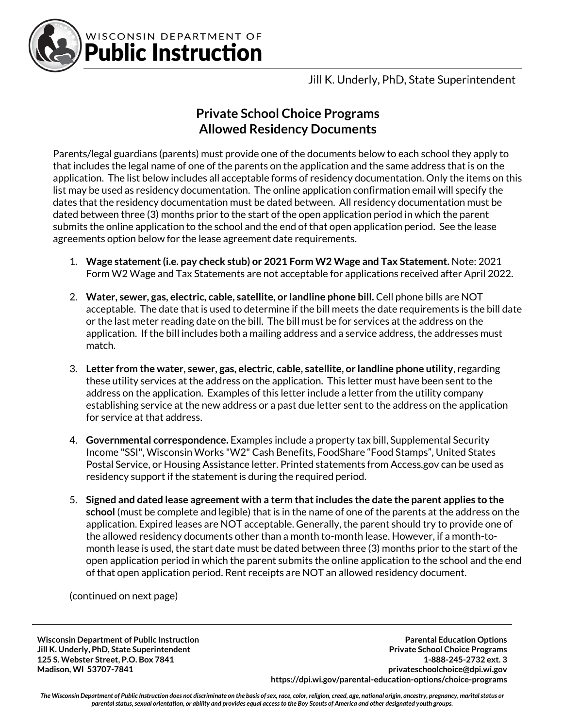WISCONSIN DEPARTMENT OF
**Public Instruction**

Jill K. Underly, PhD, State Superintendent

## Private School Choice Programs
## Allowed Residency Documents

Parents/legal guardians (parents) must provide one of the documents below to each school they apply to that includes the legal name of one of the parents on the application and the same address that is on the application. The list below includes all acceptable forms of residency documentation. Only the items on this list may be used as residency documentation. The online application confirmation email will specify the dates that the residency documentation must be dated between. All residency documentation must be dated between three (3) months prior to the start of the open application period in which the parent submits the online application to the school and the end of that open application period. See the lease agreements option below for the lease agreement date requirements.

1. **Wage statement (i.e. pay check stub) or 2021 Form W2 Wage and Tax Statement.** Note: 2021 Form W2 Wage and Tax Statements are not acceptable for applications received after April 2022.

2. **Water, sewer, gas, electric, cable, satellite, or landline phone bill.** Cell phone bills are NOT acceptable. The date that is used to determine if the bill meets the date requirements is the bill date or the last meter reading date on the bill. The bill must be for services at the address on the application. If the bill includes both a mailing address and a service address, the addresses must match.

3. **Letter from the water, sewer, gas, electric, cable, satellite, or landline phone utility**, regarding these utility services at the address on the application. This letter must have been sent to the address on the application. Examples of this letter include a letter from the utility company establishing service at the new address or a past due letter sent to the address on the application for service at that address.

4. **Governmental correspondence.** Examples include a property tax bill, Supplemental Security Income "SSI", Wisconsin Works "W2" Cash Benefits, FoodShare "Food Stamps", United States Postal Service, or Housing Assistance letter. Printed statements from Access.gov can be used as residency support if the statement is during the required period.

5. **Signed and dated lease agreement with a term that includes the date the parent applies to the school** (must be complete and legible) that is in the name of one of the parents at the address on the application. Expired leases are NOT acceptable. Generally, the parent should try to provide one of the allowed residency documents other than a month to-month lease. However, if a month-to-month lease is used, the start date must be dated between three (3) months prior to the start of the open application period in which the parent submits the online application to the school and the end of that open application period. Rent receipts are NOT an allowed residency document.

(continued on next page)

**Wisconsin Department of Public Instruction**
**Jill K. Underly, PhD, State Superintendent**
**125 S. Webster Street, P.O. Box 7841**
**Madison, WI 53707-7841**

**Parental Education Options**
**Private School Choice Programs**
**1-888-245-2732 ext. 3**
**privateschoolchoice@dpi.wi.gov**
**https://dpi.wi.gov/parental-education-options/choice-programs**

***The Wisconsin Department of Public Instruction does not discriminate on the basis of sex, race, color, religion, creed, age, national origin, ancestry, pregnancy, marital status or parental status, sexual orientation, or ability and provides equal access to the Boy Scouts of America and other designated youth groups.***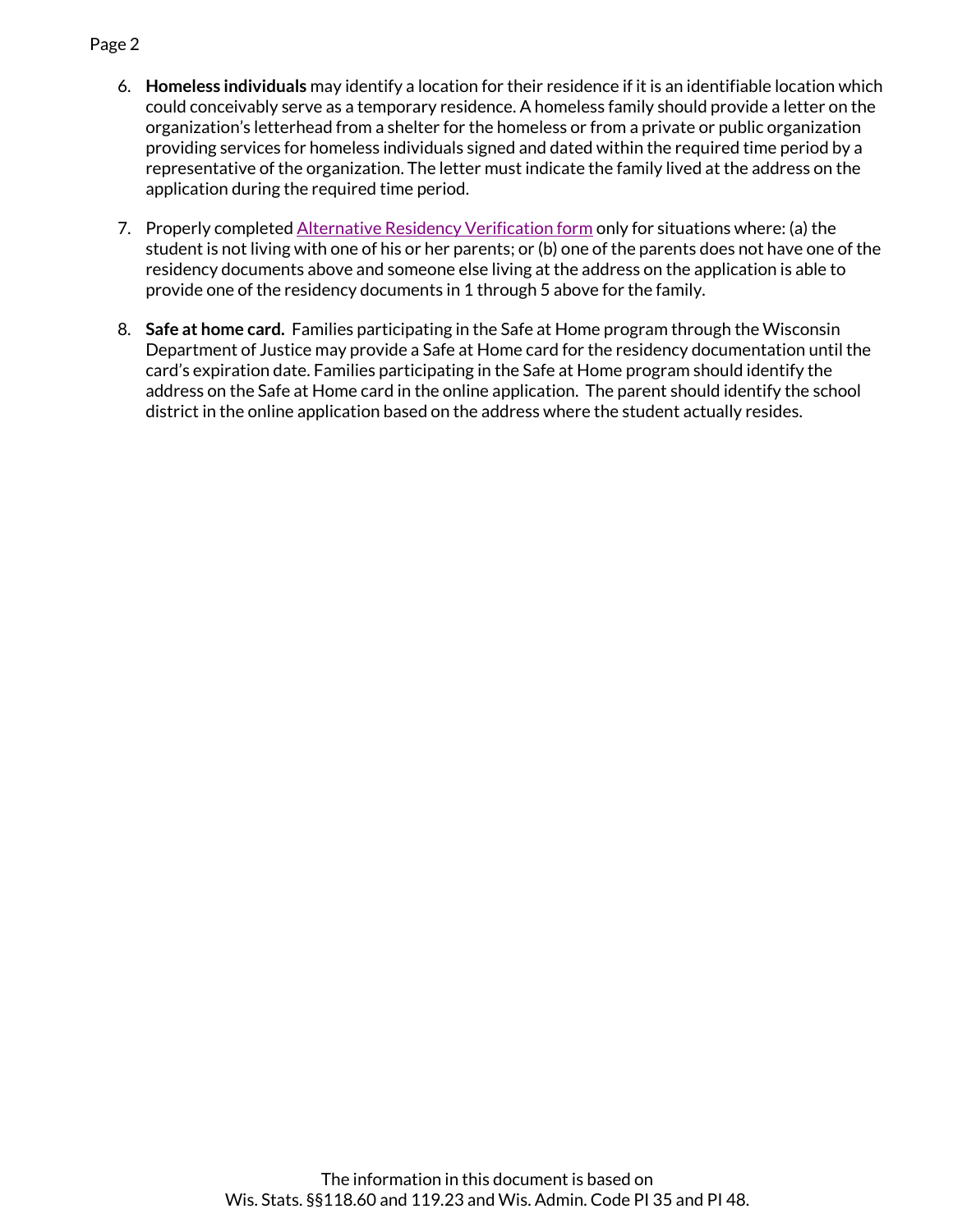6. **Homeless individuals** may identify a location for their residence if it is an identifiable location which could conceivably serve as a temporary residence. A homeless family should provide a letter on the organization's letterhead from a shelter for the homeless or from a private or public organization providing services for homeless individuals signed and dated within the required time period by a representative of the organization. The letter must indicate the family lived at the address on the application during the required time period.

7. Properly completed Alternative Residency Verification form only for situations where: (a) the student is not living with one of his or her parents; or (b) one of the parents does not have one of the residency documents above and someone else living at the address on the application is able to provide one of the residency documents in 1 through 5 above for the family.

8. **Safe at home card.** Families participating in the Safe at Home program through the Wisconsin Department of Justice may provide a Safe at Home card for the residency documentation until the card's expiration date. Families participating in the Safe at Home program should identify the address on the Safe at Home card in the online application. The parent should identify the school district in the online application based on the address where the student actually resides.

The information in this document is based on
Wis. Stats. §§118.60 and 119.23 and Wis. Admin. Code PI 35 and PI 48.